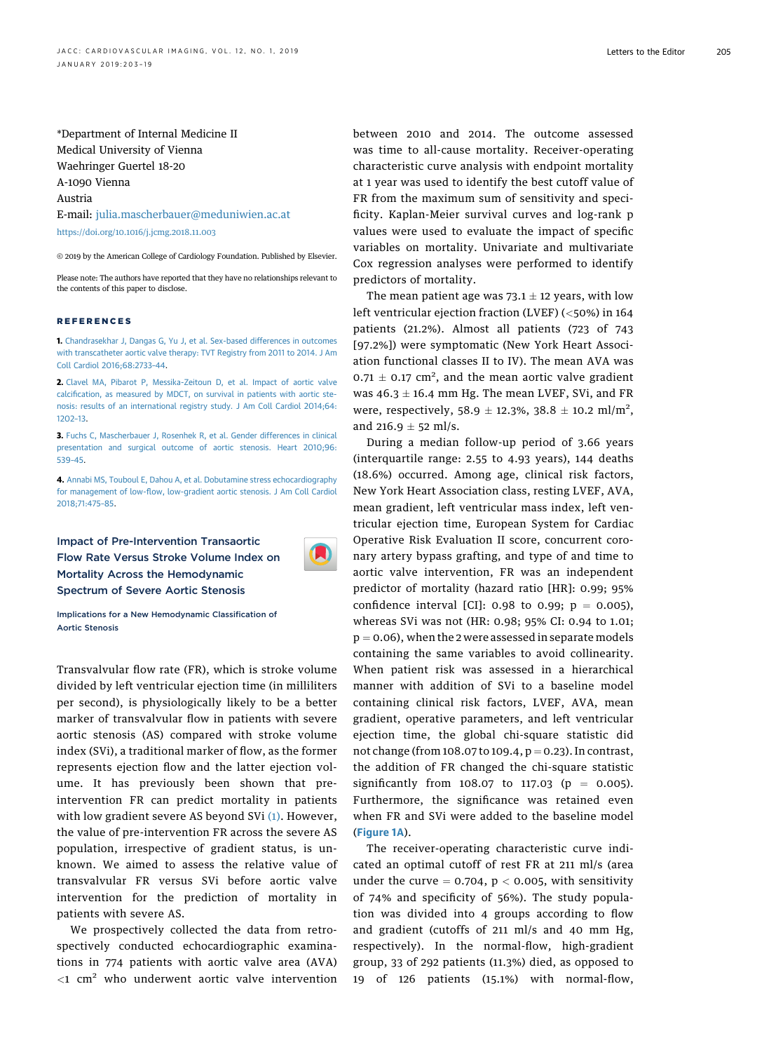*Department of Internal Medicine II
Medical University of Vienna
Waehringer Guertel 18-20
A-1090 Vienna
Austria
E-mail: julia.mascherbauer@meduniwien.ac.at
https://doi.org/10.1016/j.jcmg.2018.11.003

© 2019 by the American College of Cardiology Foundation. Published by Elsevier.

Please note: The authors have reported that they have no relationships relevant to the contents of this paper to disclose.

## REFERENCES

1. Chandrasekhar J, Dangas G, Yu J, et al. Sex-based differences in outcomes with transcatheter aortic valve therapy: TVT Registry from 2011 to 2014. J Am Coll Cardiol 2016;68:2733–44.

2. Clavel MA, Pibarot P, Messika-Zeitoun D, et al. Impact of aortic valve calcification, as measured by MDCT, on survival in patients with aortic stenosis: results of an international registry study. J Am Coll Cardiol 2014;64:1202–13.

3. Fuchs C, Mascherbauer J, Rosenhek R, et al. Gender differences in clinical presentation and surgical outcome of aortic stenosis. Heart 2010;96:539–45.

4. Annabi MS, Touboul E, Dahou A, et al. Dobutamine stress echocardiography for management of low-flow, low-gradient aortic stenosis. J Am Coll Cardiol 2018;71:475–85.

## Impact of Pre-Intervention Transaortic Flow Rate Versus Stroke Volume Index on Mortality Across the Hemodynamic Spectrum of Severe Aortic Stenosis

### Implications for a New Hemodynamic Classification of Aortic Stenosis

Transvalvular flow rate (FR), which is stroke volume divided by left ventricular ejection time (in milliliters per second), is physiologically likely to be a better marker of transvalvular flow in patients with severe aortic stenosis (AS) compared with stroke volume index (SVi), a traditional marker of flow, as the former represents ejection flow and the latter ejection volume. It has previously been shown that pre-intervention FR can predict mortality in patients with low gradient severe AS beyond SVi (1). However, the value of pre-intervention FR across the severe AS population, irrespective of gradient status, is unknown. We aimed to assess the relative value of transvalvular FR versus SVi before aortic valve intervention for the prediction of mortality in patients with severe AS.

We prospectively collected the data from retrospectively conducted echocardiographic examinations in 774 patients with aortic valve area (AVA) $<1$ cm$^2$ who underwent aortic valve intervention between 2010 and 2014. The outcome assessed was time to all-cause mortality. Receiver-operating characteristic curve analysis with endpoint mortality at 1 year was used to identify the best cutoff value of FR from the maximum sum of sensitivity and specificity. Kaplan-Meier survival curves and log-rank p values were used to evaluate the impact of specific variables on mortality. Univariate and multivariate Cox regression analyses were performed to identify predictors of mortality.

The mean patient age was $73.1 \pm 12$ years, with low left ventricular ejection fraction (LVEF) ($<50\%$) in 164 patients (21.2%). Almost all patients (723 of 743 [97.2%]) were symptomatic (New York Heart Association functional classes II to IV). The mean AVA was $0.71 \pm 0.17$ cm$^2$, and the mean aortic valve gradient was $46.3 \pm 16.4$ mm Hg. The mean LVEF, SVi, and FR were, respectively, $58.9 \pm 12.3\%$, $38.8 \pm 10.2$ ml/m$^2$, and $216.9 \pm 52$ ml/s.

During a median follow-up period of 3.66 years (interquartile range: 2.55 to 4.93 years), 144 deaths (18.6%) occurred. Among age, clinical risk factors, New York Heart Association class, resting LVEF, AVA, mean gradient, left ventricular mass index, left ventricular ejection time, European System for Cardiac Operative Risk Evaluation II score, concurrent coronary artery bypass grafting, and type of and time to aortic valve intervention, FR was an independent predictor of mortality (hazard ratio [HR]: 0.99; 95% confidence interval [CI]: 0.98 to 0.99; $p = 0.005$), whereas SVi was not (HR: 0.98; 95% CI: 0.94 to 1.01; $p = 0.06$), when the 2 were assessed in separate models containing the same variables to avoid collinearity. When patient risk was assessed in a hierarchical manner with addition of SVi to a baseline model containing clinical risk factors, LVEF, AVA, mean gradient, operative parameters, and left ventricular ejection time, the global chi-square statistic did not change (from 108.07 to 109.4, $p = 0.23$). In contrast, the addition of FR changed the chi-square statistic significantly from 108.07 to 117.03 ($p = 0.005$). Furthermore, the significance was retained even when FR and SVi were added to the baseline model (Figure 1A).

The receiver-operating characteristic curve indicated an optimal cutoff of rest FR at 211 ml/s (area under the curve $= 0.704$, $p < 0.005$, with sensitivity of 74% and specificity of 56%). The study population was divided into 4 groups according to flow and gradient (cutoffs of 211 ml/s and 40 mm Hg, respectively). In the normal-flow, high-gradient group, 33 of 292 patients (11.3%) died, as opposed to 19 of 126 patients (15.1%) with normal-flow,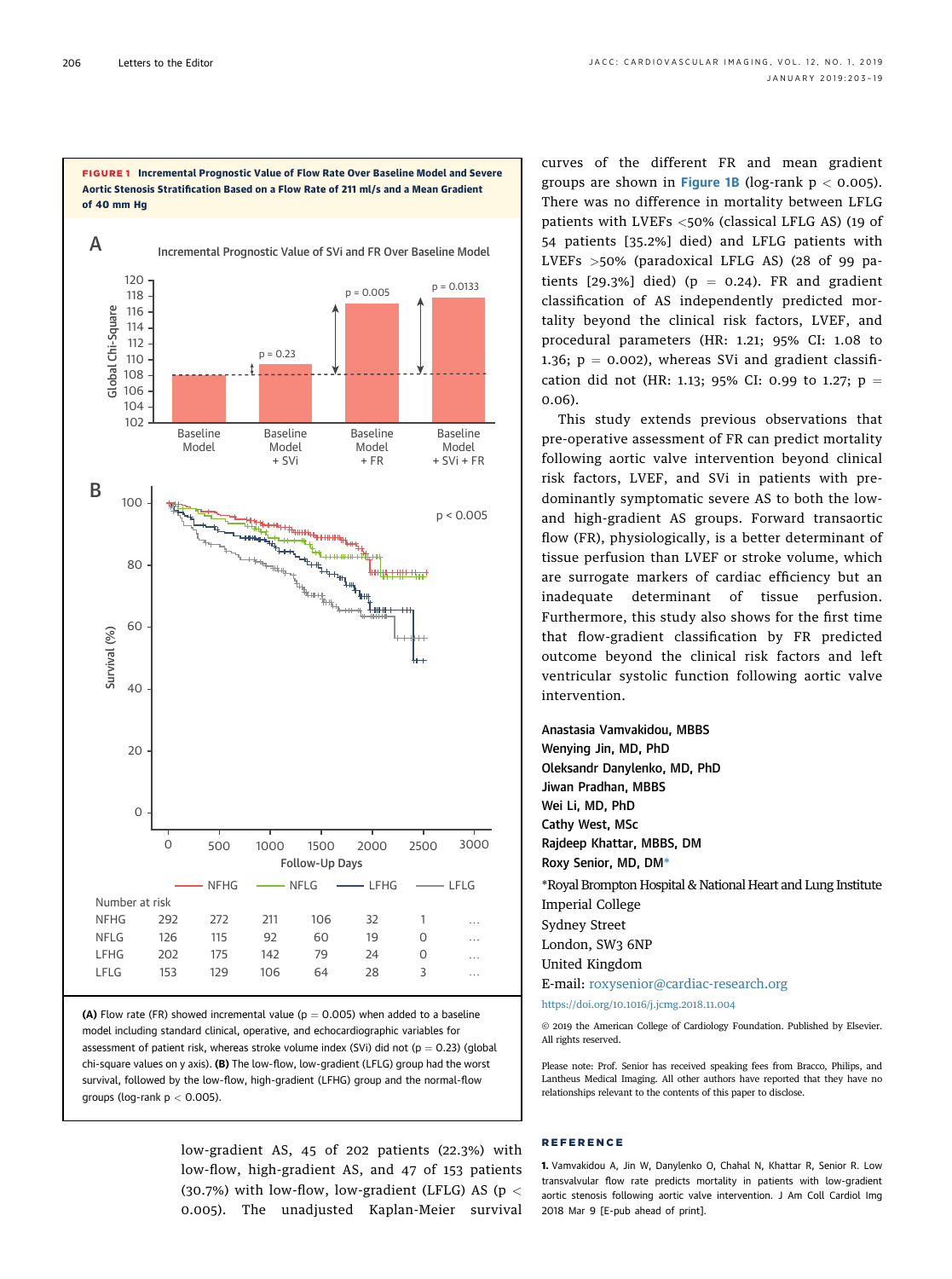**FIGURE 1 Incremental Prognostic Value of Flow Rate Over Baseline Model and Severe Aortic Stenosis Stratification Based on a Flow Rate of 211 ml/s and a Mean Gradient of 40 mm Hg**

A

Incremental Prognostic Value of SVi and FR Over Baseline Model

Global Chi-Square

120
118
116
114
112
110
108
106
104
102

p = 0.23
p = 0.005
p = 0.0133

Baseline Model

Baseline Model + SVi

Baseline Model + FR

Baseline Model + SVi + FR

B

Survival (%)

100
80
60
40
20
0

p < 0.005

0 500 1000 1500 2000 2500 3000

Follow-Up Days

NFHG NFLG LFHG LFLG

Number at risk

NFHG 292 272 211 106 32 1 ...
NFLG 126 115 92 60 19 0 ...
LFHG 202 175 142 79 24 0 ...
LFLG 153 129 106 64 28 3 ...

**(A)** Flow rate (FR) showed incremental value ($p = 0.005$) when added to a baseline model including standard clinical, operative, and echocardiographic variables for assessment of patient risk, whereas stroke volume index (SVi) did not ($p = 0.23$) (global chi-square values on y axis). **(B)** The low-flow, low-gradient (LFLG) group had the worst survival, followed by the low-flow, high-gradient (LFHG) group and the normal-flow groups (log-rank $p < 0.005$).

low-gradient AS, 45 of 202 patients (22.3%) with low-flow, high-gradient AS, and 47 of 153 patients (30.7%) with low-flow, low-gradient (LFLG) AS ($p < 0.005$). The unadjusted Kaplan-Meier survival curves of the different FR and mean gradient groups are shown in Figure 1B (log-rank $p < 0.005$). There was no difference in mortality between LFLG patients with LVEFs <50% (classical LFLG AS) (19 of 54 patients [35.2%] died) and LFLG patients with LVEFs >50% (paradoxical LFLG AS) (28 of 99 patients [29.3%] died) ($p = 0.24$). FR and gradient classification of AS independently predicted mortality beyond the clinical risk factors, LVEF, and procedural parameters (HR: 1.21; 95% CI: 1.08 to 1.36; $p = 0.002$), whereas SVi and gradient classification did not (HR: 1.13; 95% CI: 0.99 to 1.27; $p = 0.06$).

This study extends previous observations that pre-operative assessment of FR can predict mortality following aortic valve intervention beyond clinical risk factors, LVEF, and SVi in patients with predominantly symptomatic severe AS to both the low- and high-gradient AS groups. Forward transaortic flow (FR), physiologically, is a better determinant of tissue perfusion than LVEF or stroke volume, which are surrogate markers of cardiac efficiency but an inadequate determinant of tissue perfusion. Furthermore, this study also shows for the first time that flow-gradient classification by FR predicted outcome beyond the clinical risk factors and left ventricular systolic function following aortic valve intervention.

**Anastasia Vamvakidou, MBBS**
**Wenying Jin, MD, PhD**
**Oleksandr Danylenko, MD, PhD**
**Jiwan Pradhan, MBBS**
**Wei Li, MD, PhD**
**Cathy West, MSc**
**Rajdeep Khattar, MBBS, DM**
**Roxy Senior, MD, DM***

*Royal Brompton Hospital & National Heart and Lung Institute
Imperial College
Sydney Street
London, SW3 6NP
United Kingdom
E-mail: roxysenior@cardiac-research.org

https://doi.org/10.1016/j.jcmg.2018.11.004

© 2019 the American College of Cardiology Foundation. Published by Elsevier. All rights reserved.

Please note: Prof. Senior has received speaking fees from Bracco, Philips, and Lantheus Medical Imaging. All other authors have reported that they have no relationships relevant to the contents of this paper to disclose.

## REFERENCE

1. Vamvakidou A, Jin W, Danylenko O, Chahal N, Khattar R, Senior R. Low transvalvular flow rate predicts mortality in patients with low-gradient aortic stenosis following aortic valve intervention. J Am Coll Cardiol Img 2018 Mar 9 [E-pub ahead of print].